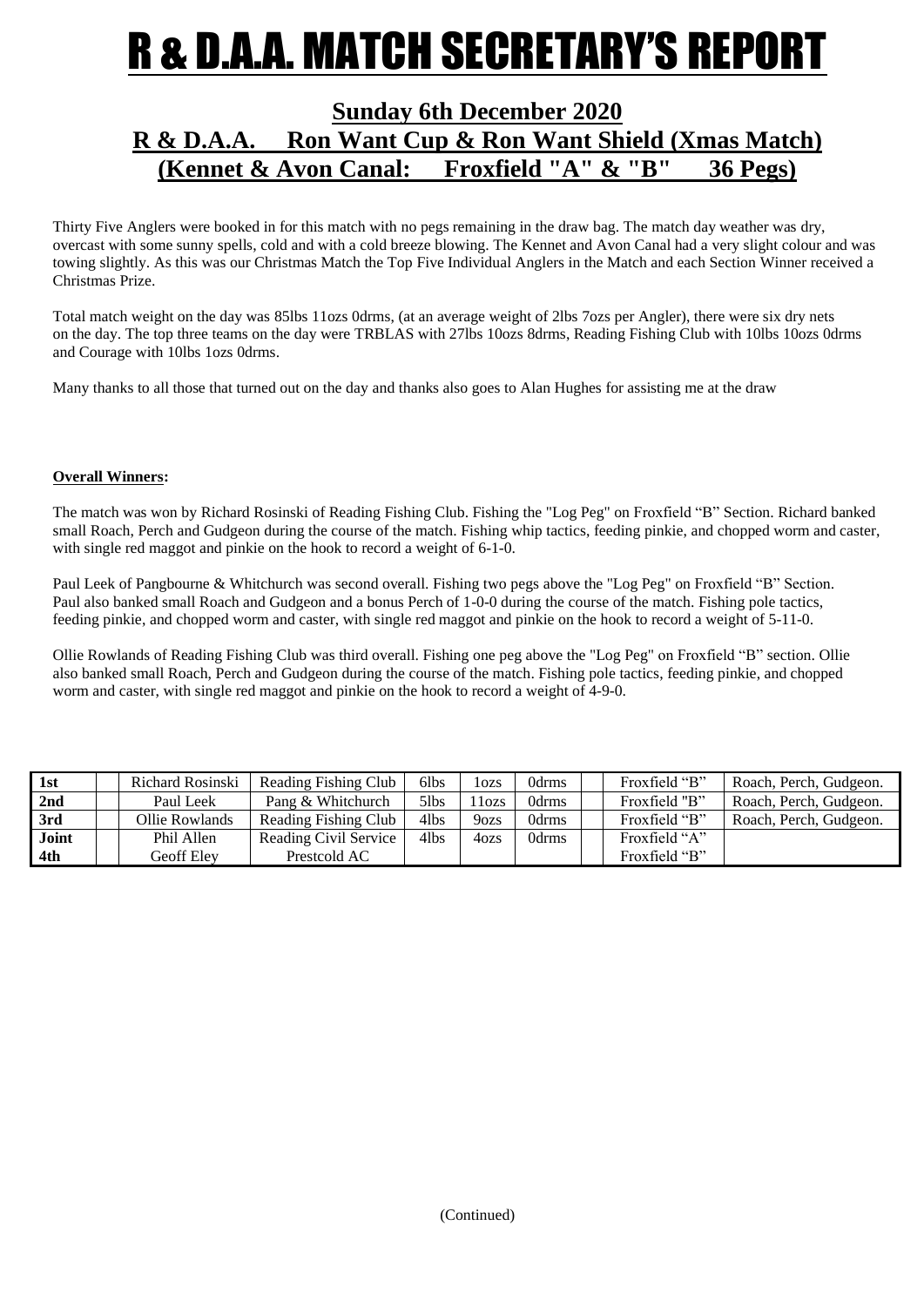# R & D.A.A. MATCH SECRETARY'S REPORT

## Sunday 6th December 2020
## R & D.A.A. Ron Want Cup & Ron Want Shield (Xmas Match)
## (Kennet & Avon Canal: Froxfield "A" & "B" 36 Pegs)

Thirty Five Anglers were booked in for this match with no pegs remaining in the draw bag. The match day weather was dry, overcast with some sunny spells, cold and with a cold breeze blowing. The Kennet and Avon Canal had a very slight colour and was towing slightly. As this was our Christmas Match the Top Five Individual Anglers in the Match and each Section Winner received a Christmas Prize.

Total match weight on the day was 85lbs 11ozs 0drms, (at an average weight of 2lbs 7ozs per Angler), there were six dry nets on the day. The top three teams on the day were TRBLAS with 27lbs 10ozs 8drms, Reading Fishing Club with 10lbs 10ozs 0drms and Courage with 10lbs 1ozs 0drms.

Many thanks to all those that turned out on the day and thanks also goes to Alan Hughes for assisting me at the draw

**Overall Winners:**

The match was won by Richard Rosinski of Reading Fishing Club. Fishing the "Log Peg" on Froxfield "B" Section. Richard banked small Roach, Perch and Gudgeon during the course of the match. Fishing whip tactics, feeding pinkie, and chopped worm and caster, with single red maggot and pinkie on the hook to record a weight of 6-1-0.

Paul Leek of Pangbourne & Whitchurch was second overall. Fishing two pegs above the "Log Peg" on Froxfield "B" Section. Paul also banked small Roach and Gudgeon and a bonus Perch of 1-0-0 during the course of the match. Fishing pole tactics, feeding pinkie, and chopped worm and caster, with single red maggot and pinkie on the hook to record a weight of 5-11-0.

Ollie Rowlands of Reading Fishing Club was third overall. Fishing one peg above the "Log Peg" on Froxfield "B" section. Ollie also banked small Roach, Perch and Gudgeon during the course of the match. Fishing pole tactics, feeding pinkie, and chopped worm and caster, with single red maggot and pinkie on the hook to record a weight of 4-9-0.

| | | | | | | | | | |
|---|---|---|---|---|---|---|---|---|---|
| **1st** | | Richard Rosinski | Reading Fishing Club | 6lbs | 1ozs | 0drms | | Froxfield "B" | Roach, Perch, Gudgeon. |
| **2nd** | | Paul Leek | Pang & Whitchurch | 5lbs | 11ozs | 0drms | | Froxfield "B" | Roach, Perch, Gudgeon. |
| **3rd** | | Ollie Rowlands | Reading Fishing Club | 4lbs | 9ozs | 0drms | | Froxfield "B" | Roach, Perch, Gudgeon. |
| **Joint** | | Phil Allen | Reading Civil Service | 4lbs | 4ozs | 0drms | | Froxfield "A" | |
| **4th** | | Geoff Eley | Prestcold AC | | | | | Froxfield "B" | |

(Continued)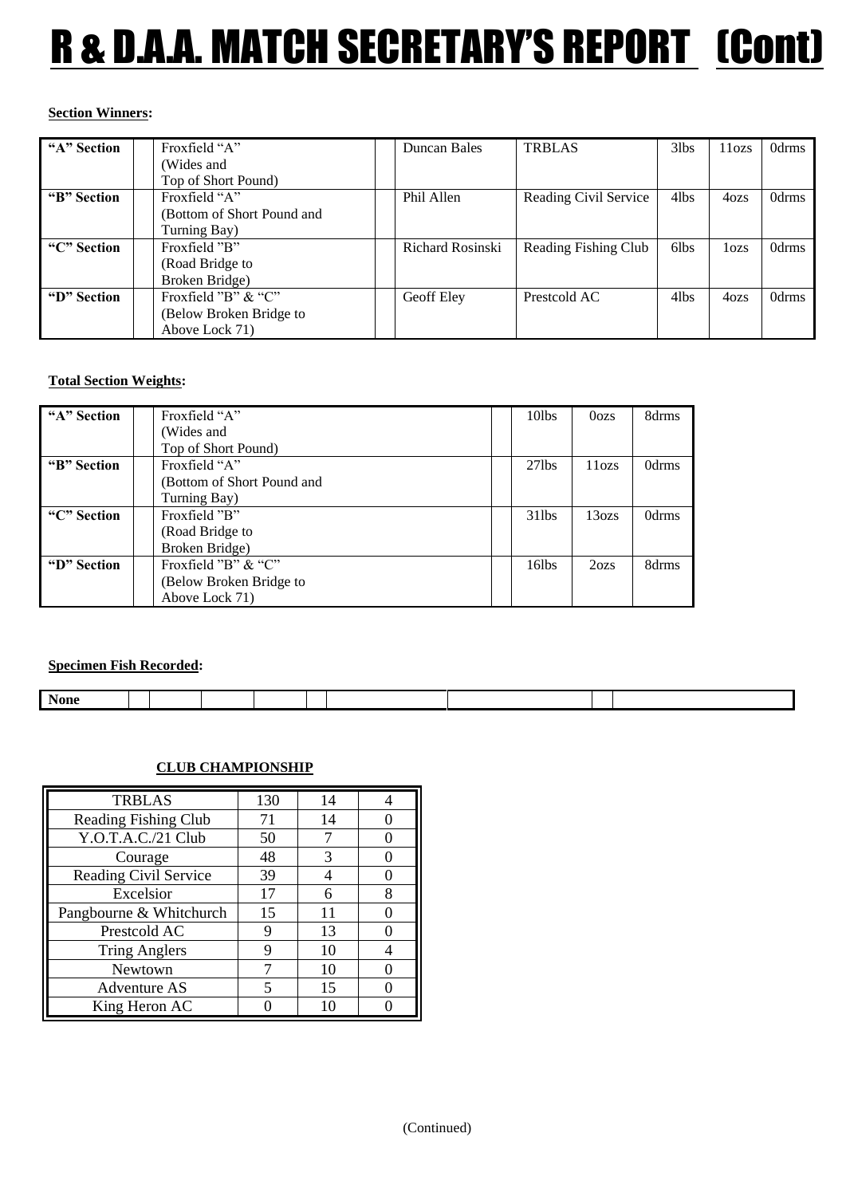# R & D.A.A. MATCH SECRETARY'S REPORT (Cont)

**Section Winners:**

| | | | | | | | |
|---|---|---|---|---|---|---|---|
| **"A" Section** | Froxfield "A" (Wides and Top of Short Pound) | | Duncan Bales | TRBLAS | 3lbs | 11ozs | 0drms |
| **"B" Section** | Froxfield "A" (Bottom of Short Pound and Turning Bay) | | Phil Allen | Reading Civil Service | 4lbs | 4ozs | 0drms |
| **"C" Section** | Froxfield "B" (Road Bridge to Broken Bridge) | | Richard Rosinski | Reading Fishing Club | 6lbs | 1ozs | 0drms |
| **"D" Section** | Froxfield "B" & "C" (Below Broken Bridge to Above Lock 71) | | Geoff Eley | Prestcold AC | 4lbs | 4ozs | 0drms |

**Total Section Weights:**

| | | | | | |
|---|---|---|---|---|---|
| **"A" Section** | Froxfield "A" (Wides and Top of Short Pound) | | 10lbs | 0ozs | 8drms |
| **"B" Section** | Froxfield "A" (Bottom of Short Pound and Turning Bay) | | 27lbs | 11ozs | 0drms |
| **"C" Section** | Froxfield "B" (Road Bridge to Broken Bridge) | | 31lbs | 13ozs | 0drms |
| **"D" Section** | Froxfield "B" & "C" (Below Broken Bridge to Above Lock 71) | | 16lbs | 2ozs | 8drms |

**Specimen Fish Recorded:**

| | | | | | | | | | |
|---|---|---|---|---|---|---|---|---|---|
| **None** | | | | | | | | | |

**CLUB CHAMPIONSHIP**

| | | | |
|---|---|---|---|
| TRBLAS | 130 | 14 | 4 |
| Reading Fishing Club | 71 | 14 | 0 |
| Y.O.T.A.C./21 Club | 50 | 7 | 0 |
| Courage | 48 | 3 | 0 |
| Reading Civil Service | 39 | 4 | 0 |
| Excelsior | 17 | 6 | 8 |
| Pangbourne & Whitchurch | 15 | 11 | 0 |
| Prestcold AC | 9 | 13 | 0 |
| Tring Anglers | 9 | 10 | 4 |
| Newtown | 7 | 10 | 0 |
| Adventure AS | 5 | 15 | 0 |
| King Heron AC | 0 | 10 | 0 |

(Continued)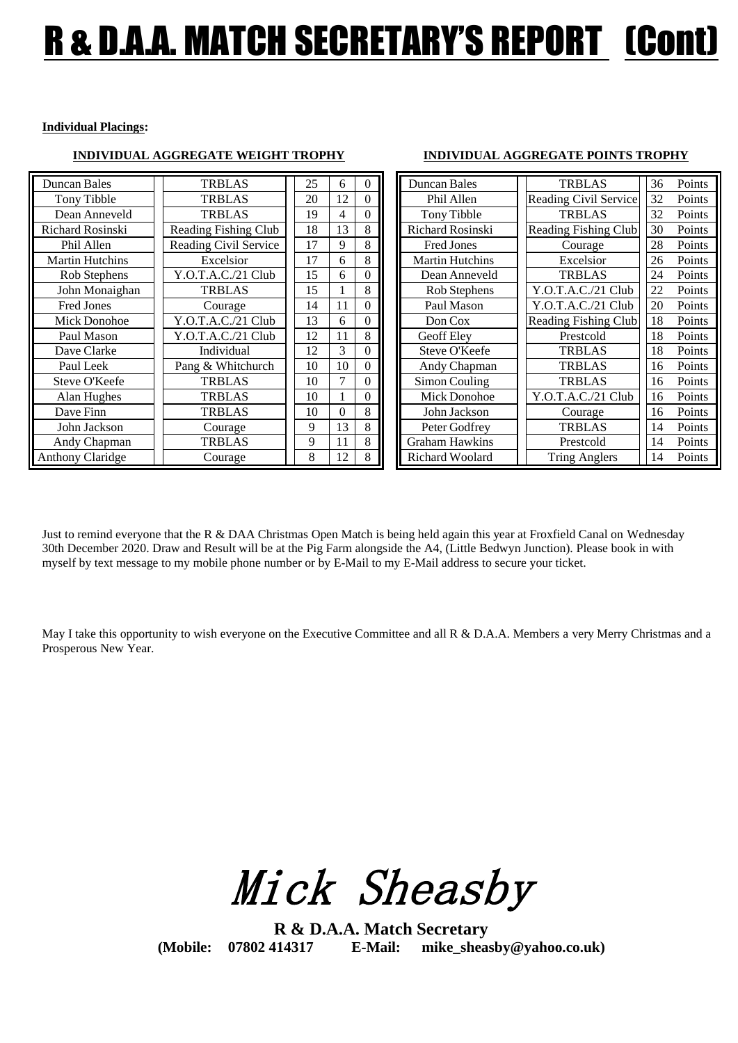# R & D.A.A. MATCH SECRETARY'S REPORT (Cont)

**Individual Placings:**

**INDIVIDUAL AGGREGATE WEIGHT TROPHY**

| | | | | |
|---|---|---|---|---|
| Duncan Bales | TRBLAS | 25 | 6 | 0 |
| Tony Tibble | TRBLAS | 20 | 12 | 0 |
| Dean Anneveld | TRBLAS | 19 | 4 | 0 |
| Richard Rosinski | Reading Fishing Club | 18 | 13 | 8 |
| Phil Allen | Reading Civil Service | 17 | 9 | 8 |
| Martin Hutchins | Excelsior | 17 | 6 | 8 |
| Rob Stephens | Y.O.T.A.C./21 Club | 15 | 6 | 0 |
| John Monaighan | TRBLAS | 15 | 1 | 8 |
| Fred Jones | Courage | 14 | 11 | 0 |
| Mick Donohoe | Y.O.T.A.C./21 Club | 13 | 6 | 0 |
| Paul Mason | Y.O.T.A.C./21 Club | 12 | 11 | 8 |
| Dave Clarke | Individual | 12 | 3 | 0 |
| Paul Leek | Pang & Whitchurch | 10 | 10 | 0 |
| Steve O'Keefe | TRBLAS | 10 | 7 | 0 |
| Alan Hughes | TRBLAS | 10 | 1 | 0 |
| Dave Finn | TRBLAS | 10 | 0 | 8 |
| John Jackson | Courage | 9 | 13 | 8 |
| Andy Chapman | TRBLAS | 9 | 11 | 8 |
| Anthony Claridge | Courage | 8 | 12 | 8 |

**INDIVIDUAL AGGREGATE POINTS TROPHY**

| | | | |
|---|---|---|---|
| Duncan Bales | TRBLAS | 36 | Points |
| Phil Allen | Reading Civil Service | 32 | Points |
| Tony Tibble | TRBLAS | 32 | Points |
| Richard Rosinski | Reading Fishing Club | 30 | Points |
| Fred Jones | Courage | 28 | Points |
| Martin Hutchins | Excelsior | 26 | Points |
| Dean Anneveld | TRBLAS | 24 | Points |
| Rob Stephens | Y.O.T.A.C./21 Club | 22 | Points |
| Paul Mason | Y.O.T.A.C./21 Club | 20 | Points |
| Don Cox | Reading Fishing Club | 18 | Points |
| Geoff Eley | Prestcold | 18 | Points |
| Steve O'Keefe | TRBLAS | 18 | Points |
| Andy Chapman | TRBLAS | 16 | Points |
| Simon Couling | TRBLAS | 16 | Points |
| Mick Donohoe | Y.O.T.A.C./21 Club | 16 | Points |
| John Jackson | Courage | 16 | Points |
| Peter Godfrey | TRBLAS | 14 | Points |
| Graham Hawkins | Prestcold | 14 | Points |
| Richard Woolard | Tring Anglers | 14 | Points |

Just to remind everyone that the R & DAA Christmas Open Match is being held again this year at Froxfield Canal on Wednesday 30th December 2020. Draw and Result will be at the Pig Farm alongside the A4, (Little Bedwyn Junction). Please book in with myself by text message to my mobile phone number or by E-Mail to my E-Mail address to secure your ticket.

May I take this opportunity to wish everyone on the Executive Committee and all R & D.A.A. Members a very Merry Christmas and a Prosperous New Year.

*Mick Sheasby*

**R & D.A.A. Match Secretary**
**(Mobile: 07802 414317 E-Mail: mike_sheasby@yahoo.co.uk)**